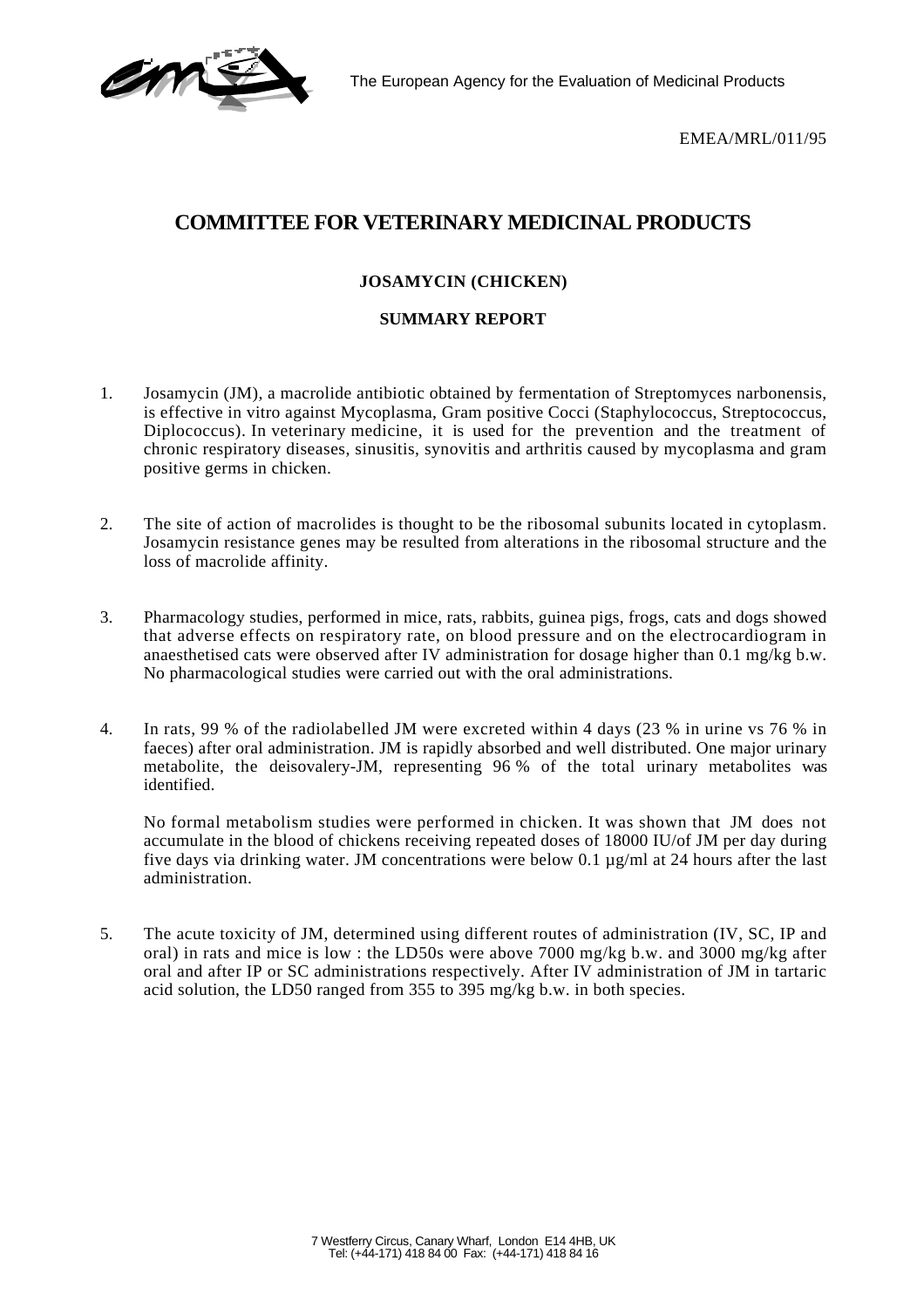The European Agency for the Evaluation of Medicinal Products

EMEA/MRL/011/95

# COMMITTEE FOR VETERINARY MEDICINAL PRODUCTS

## JOSAMYCIN (CHICKEN)

## SUMMARY REPORT

1. Josamycin (JM), a macrolide antibiotic obtained by fermentation of Streptomyces narbonensis, is effective in vitro against Mycoplasma, Gram positive Cocci (Staphylococcus, Streptococcus, Diplococcus). In veterinary medicine, it is used for the prevention and the treatment of chronic respiratory diseases, sinusitis, synovitis and arthritis caused by mycoplasma and gram positive germs in chicken.

2. The site of action of macrolides is thought to be the ribosomal subunits located in cytoplasm. Josamycin resistance genes may be resulted from alterations in the ribosomal structure and the loss of macrolide affinity.

3. Pharmacology studies, performed in mice, rats, rabbits, guinea pigs, frogs, cats and dogs showed that adverse effects on respiratory rate, on blood pressure and on the electrocardiogram in anaesthetised cats were observed after IV administration for dosage higher than 0.1 mg/kg b.w. No pharmacological studies were carried out with the oral administrations.

4. In rats, 99 % of the radiolabelled JM were excreted within 4 days (23 % in urine vs 76 % in faeces) after oral administration. JM is rapidly absorbed and well distributed. One major urinary metabolite, the deisovalery-JM, representing 96 % of the total urinary metabolites was identified.

   No formal metabolism studies were performed in chicken. It was shown that JM does not accumulate in the blood of chickens receiving repeated doses of 18000 IU/of JM per day during five days via drinking water. JM concentrations were below 0.1 µg/ml at 24 hours after the last administration.

5. The acute toxicity of JM, determined using different routes of administration (IV, SC, IP and oral) in rats and mice is low : the LD50s were above 7000 mg/kg b.w. and 3000 mg/kg after oral and after IP or SC administrations respectively. After IV administration of JM in tartaric acid solution, the LD50 ranged from 355 to 395 mg/kg b.w. in both species.

7 Westferry Circus, Canary Wharf, London E14 4HB, UK
Tel: (+44-171) 418 84 00 Fax: (+44-171) 418 84 16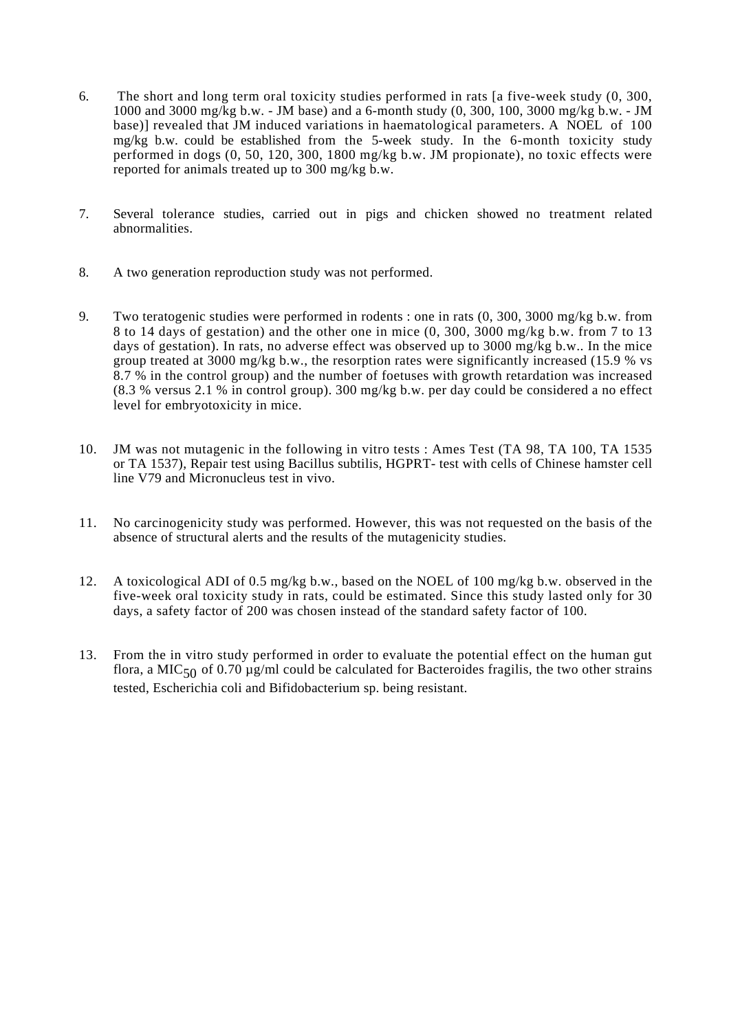6. The short and long term oral toxicity studies performed in rats [a five-week study (0, 300, 1000 and 3000 mg/kg b.w. - JM base) and a 6-month study (0, 300, 100, 3000 mg/kg b.w. - JM base)] revealed that JM induced variations in haematological parameters. A NOEL of 100 mg/kg b.w. could be established from the 5-week study. In the 6-month toxicity study performed in dogs (0, 50, 120, 300, 1800 mg/kg b.w. JM propionate), no toxic effects were reported for animals treated up to 300 mg/kg b.w.

7. Several tolerance studies, carried out in pigs and chicken showed no treatment related abnormalities.

8. A two generation reproduction study was not performed.

9. Two teratogenic studies were performed in rodents : one in rats (0, 300, 3000 mg/kg b.w. from 8 to 14 days of gestation) and the other one in mice (0, 300, 3000 mg/kg b.w. from 7 to 13 days of gestation). In rats, no adverse effect was observed up to 3000 mg/kg b.w.. In the mice group treated at 3000 mg/kg b.w., the resorption rates were significantly increased (15.9 % vs 8.7 % in the control group) and the number of foetuses with growth retardation was increased (8.3 % versus 2.1 % in control group). 300 mg/kg b.w. per day could be considered a no effect level for embryotoxicity in mice.

10. JM was not mutagenic in the following in vitro tests : Ames Test (TA 98, TA 100, TA 1535 or TA 1537), Repair test using Bacillus subtilis, HGPRT- test with cells of Chinese hamster cell line V79 and Micronucleus test in vivo.

11. No carcinogenicity study was performed. However, this was not requested on the basis of the absence of structural alerts and the results of the mutagenicity studies.

12. A toxicological ADI of 0.5 mg/kg b.w., based on the NOEL of 100 mg/kg b.w. observed in the five-week oral toxicity study in rats, could be estimated. Since this study lasted only for 30 days, a safety factor of 200 was chosen instead of the standard safety factor of 100.

13. From the in vitro study performed in order to evaluate the potential effect on the human gut flora, a $MIC_{50}$ of 0.70 µg/ml could be calculated for Bacteroides fragilis, the two other strains tested, Escherichia coli and Bifidobacterium sp. being resistant.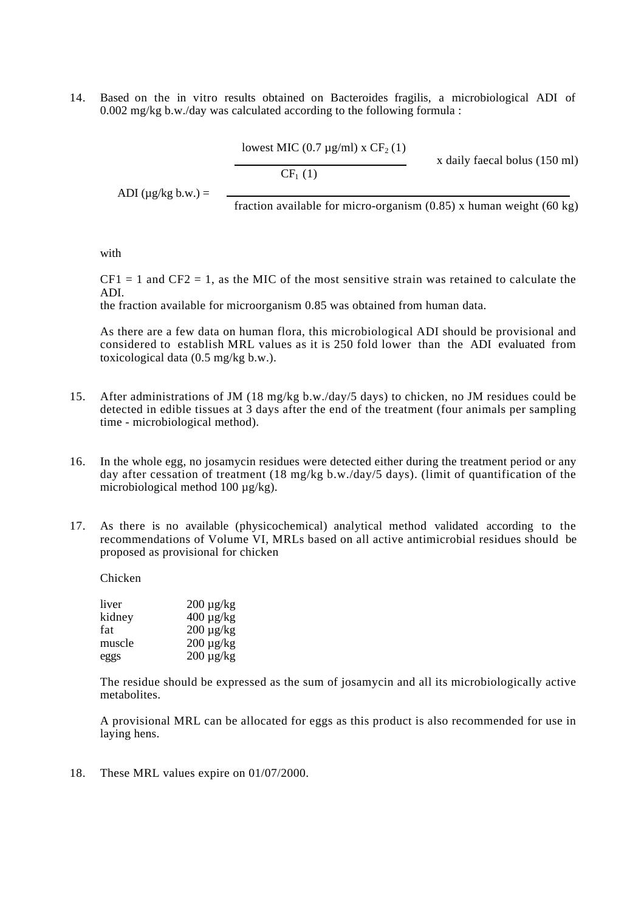14. Based on the in vitro results obtained on Bacteroides fragilis, a microbiological ADI of 0.002 mg/kg b.w./day was calculated according to the following formula :

$$\text{ADI } (\mu g/kg \text{ b.w.}) = \frac{\dfrac{\text{lowest MIC } (0.7\ \mu g/ml) \times CF_2\ (1)}{CF_1\ (1)} \times \text{daily faecal bolus } (150 \text{ ml})}{\text{fraction available for micro-organism } (0.85) \times \text{human weight } (60 \text{ kg})}$$

with

$CF1 = 1$ and $CF2 = 1$, as the MIC of the most sensitive strain was retained to calculate the ADI.
the fraction available for microorganism 0.85 was obtained from human data.

As there are a few data on human flora, this microbiological ADI should be provisional and considered to establish MRL values as it is 250 fold lower than the ADI evaluated from toxicological data (0.5 mg/kg b.w.).

15. After administrations of JM (18 mg/kg b.w./day/5 days) to chicken, no JM residues could be detected in edible tissues at 3 days after the end of the treatment (four animals per sampling time - microbiological method).

16. In the whole egg, no josamycin residues were detected either during the treatment period or any day after cessation of treatment (18 mg/kg b.w./day/5 days). (limit of quantification of the microbiological method 100 µg/kg).

17. As there is no available (physicochemical) analytical method validated according to the recommendations of Volume VI, MRLs based on all active antimicrobial residues should be proposed as provisional for chicken

Chicken

| | |
|---|---|
| liver | 200 µg/kg |
| kidney | 400 µg/kg |
| fat | 200 µg/kg |
| muscle | 200 µg/kg |
| eggs | 200 µg/kg |

The residue should be expressed as the sum of josamycin and all its microbiologically active metabolites.

A provisional MRL can be allocated for eggs as this product is also recommended for use in laying hens.

18. These MRL values expire on 01/07/2000.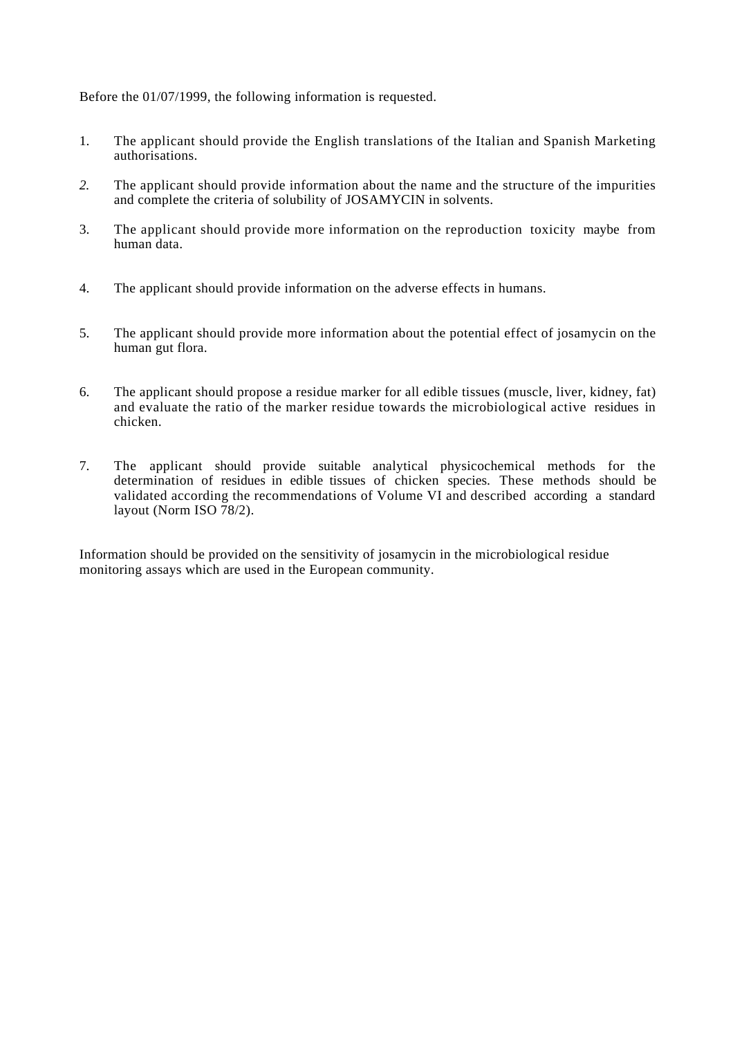Before the 01/07/1999, the following information is requested.

1. The applicant should provide the English translations of the Italian and Spanish Marketing authorisations.

2. The applicant should provide information about the name and the structure of the impurities and complete the criteria of solubility of JOSAMYCIN in solvents.

3. The applicant should provide more information on the reproduction toxicity maybe from human data.

4. The applicant should provide information on the adverse effects in humans.

5. The applicant should provide more information about the potential effect of josamycin on the human gut flora.

6. The applicant should propose a residue marker for all edible tissues (muscle, liver, kidney, fat) and evaluate the ratio of the marker residue towards the microbiological active residues in chicken.

7. The applicant should provide suitable analytical physicochemical methods for the determination of residues in edible tissues of chicken species. These methods should be validated according the recommendations of Volume VI and described according a standard layout (Norm ISO 78/2).

Information should be provided on the sensitivity of josamycin in the microbiological residue monitoring assays which are used in the European community.